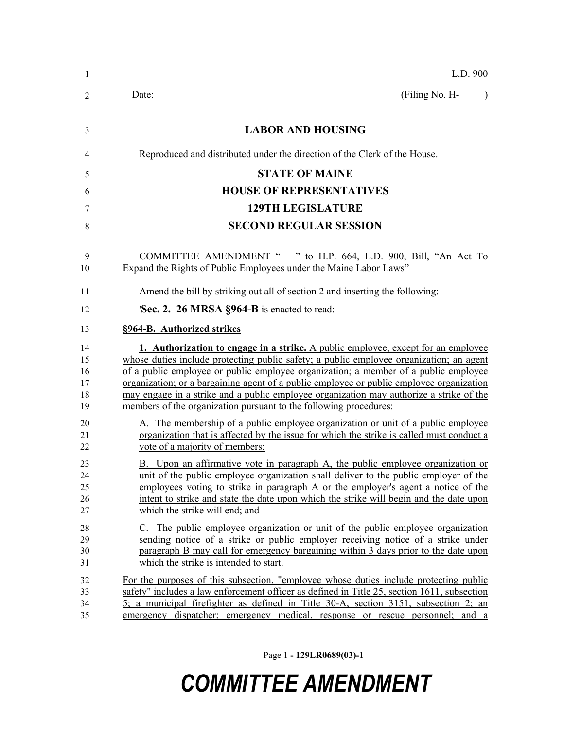L.D. 900

Date: (Filing No. H- )

**LABOR AND HOUSING**

Reproduced and distributed under the direction of the Clerk of the House.

**STATE OF MAINE**

**HOUSE OF REPRESENTATIVES**

**129TH LEGISLATURE**

**SECOND REGULAR SESSION**

COMMITTEE AMENDMENT " " to H.P. 664, L.D. 900, Bill, "An Act To Expand the Rights of Public Employees under the Maine Labor Laws"

Amend the bill by striking out all of section 2 and inserting the following:

'**Sec. 2. 26 MRSA §964-B** is enacted to read:

**§964-B. Authorized strikes**

**1. Authorization to engage in a strike.** A public employee, except for an employee whose duties include protecting public safety; a public employee organization; an agent of a public employee or public employee organization; a member of a public employee organization; or a bargaining agent of a public employee or public employee organization may engage in a strike and a public employee organization may authorize a strike of the members of the organization pursuant to the following procedures:

A. The membership of a public employee organization or unit of a public employee organization that is affected by the issue for which the strike is called must conduct a vote of a majority of members;

B. Upon an affirmative vote in paragraph A, the public employee organization or unit of the public employee organization shall deliver to the public employer of the employees voting to strike in paragraph A or the employer's agent a notice of the intent to strike and state the date upon which the strike will begin and the date upon which the strike will end; and

C. The public employee organization or unit of the public employee organization sending notice of a strike or public employer receiving notice of a strike under paragraph B may call for emergency bargaining within 3 days prior to the date upon which the strike is intended to start.

For the purposes of this subsection, "employee whose duties include protecting public safety" includes a law enforcement officer as defined in Title 25, section 1611, subsection 5; a municipal firefighter as defined in Title 30-A, section 3151, subsection 2; an emergency dispatcher; emergency medical, response or rescue personnel; and a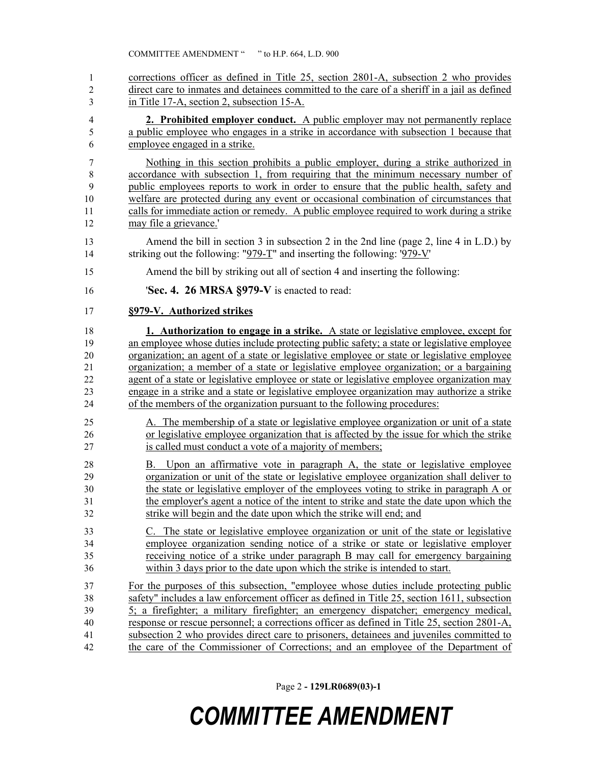corrections officer as defined in Title 25, section 2801-A, subsection 2 who provides direct care to inmates and detainees committed to the care of a sheriff in a jail as defined in Title 17-A, section 2, subsection 15-A.

**2. Prohibited employer conduct.** A public employer may not permanently replace a public employee who engages in a strike in accordance with subsection 1 because that employee engaged in a strike.

Nothing in this section prohibits a public employer, during a strike authorized in accordance with subsection 1, from requiring that the minimum necessary number of public employees reports to work in order to ensure that the public health, safety and welfare are protected during any event or occasional combination of circumstances that calls for immediate action or remedy. A public employee required to work during a strike may file a grievance.'

Amend the bill in section 3 in subsection 2 in the 2nd line (page 2, line 4 in L.D.) by striking out the following: "979-T" and inserting the following: '979-V'

Amend the bill by striking out all of section 4 and inserting the following:

'**Sec. 4. 26 MRSA §979-V** is enacted to read:

**§979-V. Authorized strikes**

**1. Authorization to engage in a strike.** A state or legislative employee, except for an employee whose duties include protecting public safety; a state or legislative employee organization; an agent of a state or legislative employee or state or legislative employee organization; a member of a state or legislative employee organization; or a bargaining agent of a state or legislative employee or state or legislative employee organization may engage in a strike and a state or legislative employee organization may authorize a strike of the members of the organization pursuant to the following procedures:

A. The membership of a state or legislative employee organization or unit of a state or legislative employee organization that is affected by the issue for which the strike is called must conduct a vote of a majority of members;

B. Upon an affirmative vote in paragraph A, the state or legislative employee organization or unit of the state or legislative employee organization shall deliver to the state or legislative employer of the employees voting to strike in paragraph A or the employer's agent a notice of the intent to strike and state the date upon which the strike will begin and the date upon which the strike will end; and

C. The state or legislative employee organization or unit of the state or legislative employee organization sending notice of a strike or state or legislative employer receiving notice of a strike under paragraph B may call for emergency bargaining within 3 days prior to the date upon which the strike is intended to start.

For the purposes of this subsection, "employee whose duties include protecting public safety" includes a law enforcement officer as defined in Title 25, section 1611, subsection 5; a firefighter; a military firefighter; an emergency dispatcher; emergency medical, response or rescue personnel; a corrections officer as defined in Title 25, section 2801-A, subsection 2 who provides direct care to prisoners, detainees and juveniles committed to the care of the Commissioner of Corrections; and an employee of the Department of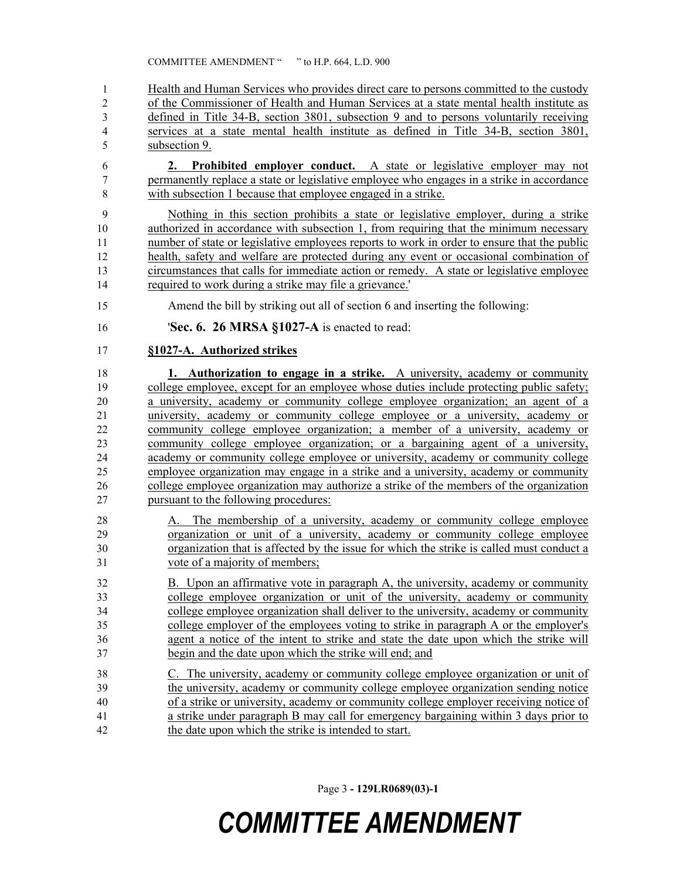Health and Human Services who provides direct care to persons committed to the custody of the Commissioner of Health and Human Services at a state mental health institute as defined in Title 34-B, section 3801, subsection 9 and to persons voluntarily receiving services at a state mental health institute as defined in Title 34-B, section 3801, subsection 9.

**2. Prohibited employer conduct.** A state or legislative employer may not permanently replace a state or legislative employee who engages in a strike in accordance with subsection 1 because that employee engaged in a strike.

Nothing in this section prohibits a state or legislative employer, during a strike authorized in accordance with subsection 1, from requiring that the minimum necessary number of state or legislative employees reports to work in order to ensure that the public health, safety and welfare are protected during any event or occasional combination of circumstances that calls for immediate action or remedy. A state or legislative employee required to work during a strike may file a grievance.'

Amend the bill by striking out all of section 6 and inserting the following:

'**Sec. 6. 26 MRSA §1027-A** is enacted to read:

**§1027-A. Authorized strikes**

**1. Authorization to engage in a strike.** A university, academy or community college employee, except for an employee whose duties include protecting public safety; a university, academy or community college employee organization; an agent of a university, academy or community college employee or a university, academy or community college employee organization; a member of a university, academy or community college employee organization; or a bargaining agent of a university, academy or community college employee or university, academy or community college employee organization may engage in a strike and a university, academy or community college employee organization may authorize a strike of the members of the organization pursuant to the following procedures:

A. The membership of a university, academy or community college employee organization or unit of a university, academy or community college employee organization that is affected by the issue for which the strike is called must conduct a vote of a majority of members;

B. Upon an affirmative vote in paragraph A, the university, academy or community college employee organization or unit of the university, academy or community college employee organization shall deliver to the university, academy or community college employer of the employees voting to strike in paragraph A or the employer's agent a notice of the intent to strike and state the date upon which the strike will begin and the date upon which the strike will end; and

C. The university, academy or community college employee organization or unit of the university, academy or community college employee organization sending notice of a strike or university, academy or community college employer receiving notice of a strike under paragraph B may call for emergency bargaining within 3 days prior to the date upon which the strike is intended to start.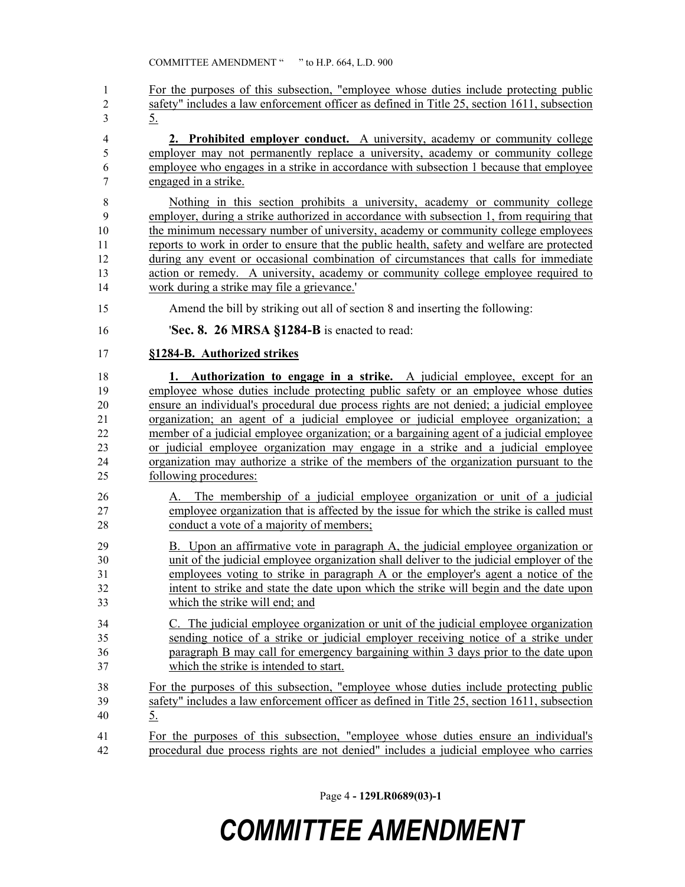For the purposes of this subsection, "employee whose duties include protecting public safety" includes a law enforcement officer as defined in Title 25, section 1611, subsection 5.

**2. Prohibited employer conduct.** A university, academy or community college employer may not permanently replace a university, academy or community college employee who engages in a strike in accordance with subsection 1 because that employee engaged in a strike.

Nothing in this section prohibits a university, academy or community college employer, during a strike authorized in accordance with subsection 1, from requiring that the minimum necessary number of university, academy or community college employees reports to work in order to ensure that the public health, safety and welfare are protected during any event or occasional combination of circumstances that calls for immediate action or remedy. A university, academy or community college employee required to work during a strike may file a grievance.'

Amend the bill by striking out all of section 8 and inserting the following:

'**Sec. 8. 26 MRSA §1284-B** is enacted to read:

**§1284-B. Authorized strikes**

**1. Authorization to engage in a strike.** A judicial employee, except for an employee whose duties include protecting public safety or an employee whose duties ensure an individual's procedural due process rights are not denied; a judicial employee organization; an agent of a judicial employee or judicial employee organization; a member of a judicial employee organization; or a bargaining agent of a judicial employee or judicial employee organization may engage in a strike and a judicial employee organization may authorize a strike of the members of the organization pursuant to the following procedures:

A. The membership of a judicial employee organization or unit of a judicial employee organization that is affected by the issue for which the strike is called must conduct a vote of a majority of members;

B. Upon an affirmative vote in paragraph A, the judicial employee organization or unit of the judicial employee organization shall deliver to the judicial employer of the employees voting to strike in paragraph A or the employer's agent a notice of the intent to strike and state the date upon which the strike will begin and the date upon which the strike will end; and

C. The judicial employee organization or unit of the judicial employee organization sending notice of a strike or judicial employer receiving notice of a strike under paragraph B may call for emergency bargaining within 3 days prior to the date upon which the strike is intended to start.

For the purposes of this subsection, "employee whose duties include protecting public safety" includes a law enforcement officer as defined in Title 25, section 1611, subsection 5.

For the purposes of this subsection, "employee whose duties ensure an individual's procedural due process rights are not denied" includes a judicial employee who carries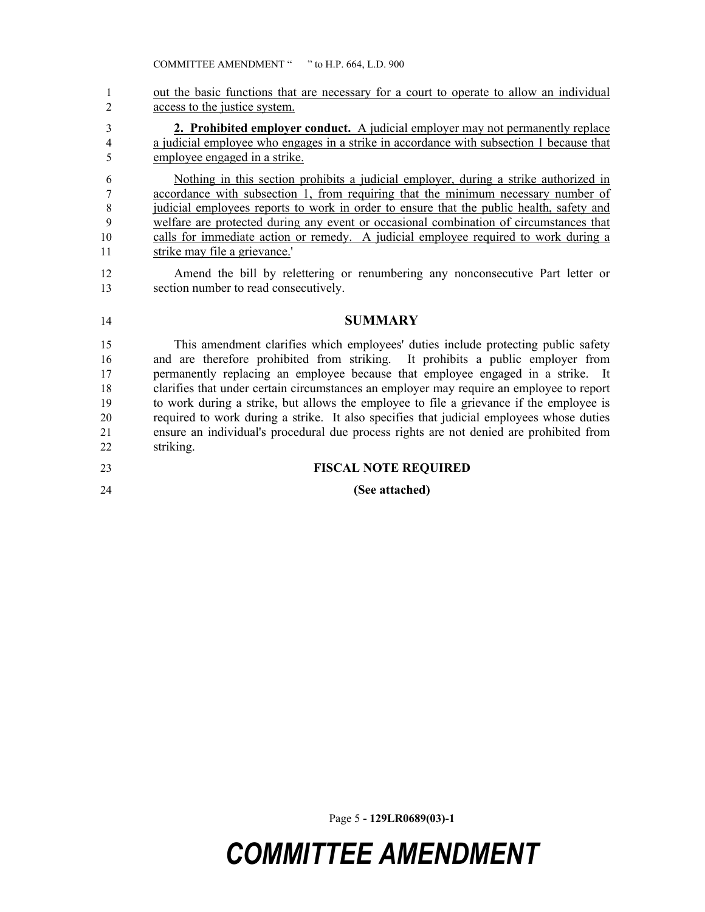out the basic functions that are necessary for a court to operate to allow an individual access to the justice system.

**2. Prohibited employer conduct.** A judicial employer may not permanently replace a judicial employee who engages in a strike in accordance with subsection 1 because that employee engaged in a strike.

Nothing in this section prohibits a judicial employer, during a strike authorized in accordance with subsection 1, from requiring that the minimum necessary number of judicial employees reports to work in order to ensure that the public health, safety and welfare are protected during any event or occasional combination of circumstances that calls for immediate action or remedy. A judicial employee required to work during a strike may file a grievance.'

Amend the bill by relettering or renumbering any nonconsecutive Part letter or section number to read consecutively.

## SUMMARY

This amendment clarifies which employees' duties include protecting public safety and are therefore prohibited from striking. It prohibits a public employer from permanently replacing an employee because that employee engaged in a strike. It clarifies that under certain circumstances an employer may require an employee to report to work during a strike, but allows the employee to file a grievance if the employee is required to work during a strike. It also specifies that judicial employees whose duties ensure an individual's procedural due process rights are not denied are prohibited from striking.

**FISCAL NOTE REQUIRED**

**(See attached)**

# COMMITTEE AMENDMENT